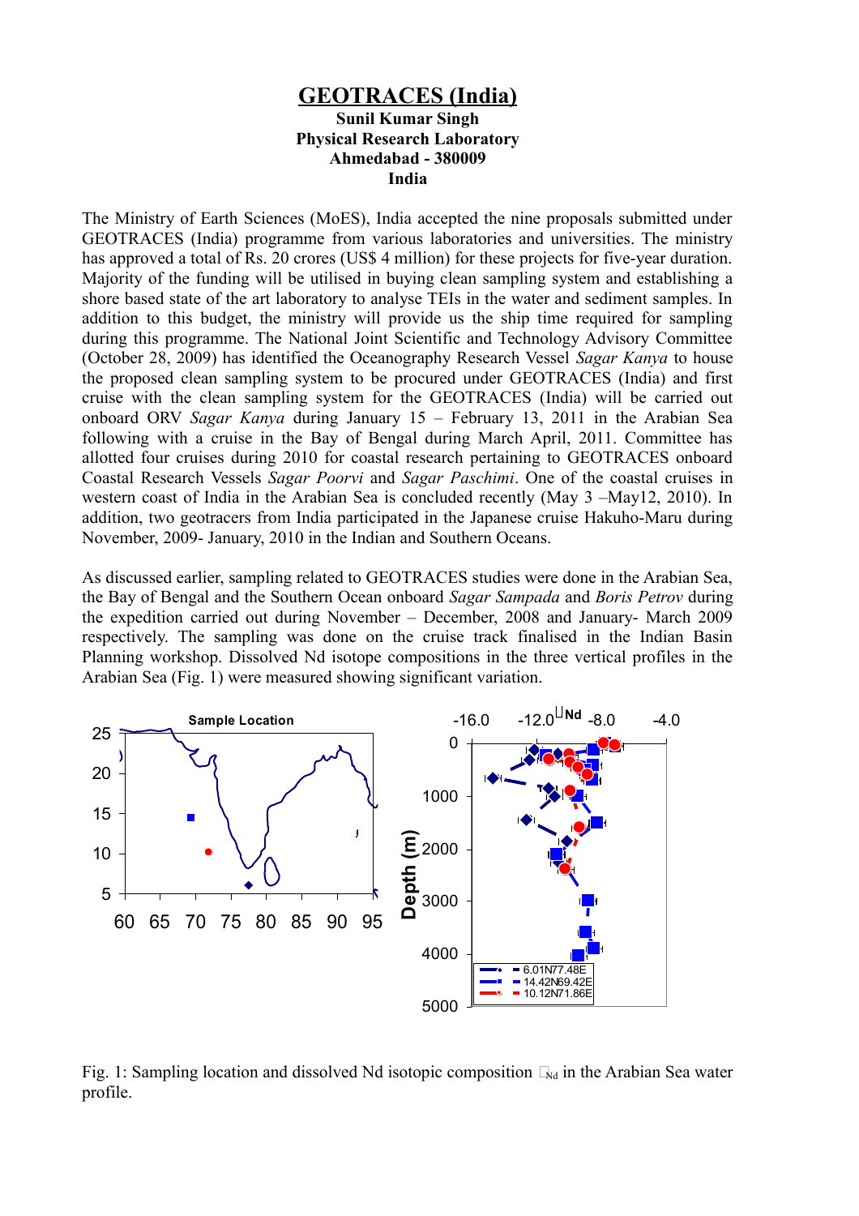# GEOTRACES (India)

**Sunil Kumar Singh**
**Physical Research Laboratory**
**Ahmedabad - 380009**
**India**

The Ministry of Earth Sciences (MoES), India accepted the nine proposals submitted under GEOTRACES (India) programme from various laboratories and universities. The ministry has approved a total of Rs. 20 crores (US$ 4 million) for these projects for five-year duration. Majority of the funding will be utilised in buying clean sampling system and establishing a shore based state of the art laboratory to analyse TEIs in the water and sediment samples. In addition to this budget, the ministry will provide us the ship time required for sampling during this programme. The National Joint Scientific and Technology Advisory Committee (October 28, 2009) has identified the Oceanography Research Vessel *Sagar Kanya* to house the proposed clean sampling system to be procured under GEOTRACES (India) and first cruise with the clean sampling system for the GEOTRACES (India) will be carried out onboard ORV *Sagar Kanya* during January 15 – February 13, 2011 in the Arabian Sea following with a cruise in the Bay of Bengal during March April, 2011. Committee has allotted four cruises during 2010 for coastal research pertaining to GEOTRACES onboard Coastal Research Vessels *Sagar Poorvi* and *Sagar Paschimi*. One of the coastal cruises in western coast of India in the Arabian Sea is concluded recently (May 3 –May12, 2010). In addition, two geotracers from India participated in the Japanese cruise Hakuho-Maru during November, 2009- January, 2010 in the Indian and Southern Oceans.

As discussed earlier, sampling related to GEOTRACES studies were done in the Arabian Sea, the Bay of Bengal and the Southern Ocean onboard *Sagar Sampada* and *Boris Petrov* during the expedition carried out during November – December, 2008 and January- March 2009 respectively. The sampling was done on the cruise track finalised in the Indian Basin Planning workshop. Dissolved Nd isotope compositions in the three vertical profiles in the Arabian Sea (Fig. 1) were measured showing significant variation.

Fig. 1: Sampling location and dissolved Nd isotopic composition $\varepsilon_{Nd}$ in the Arabian Sea water profile.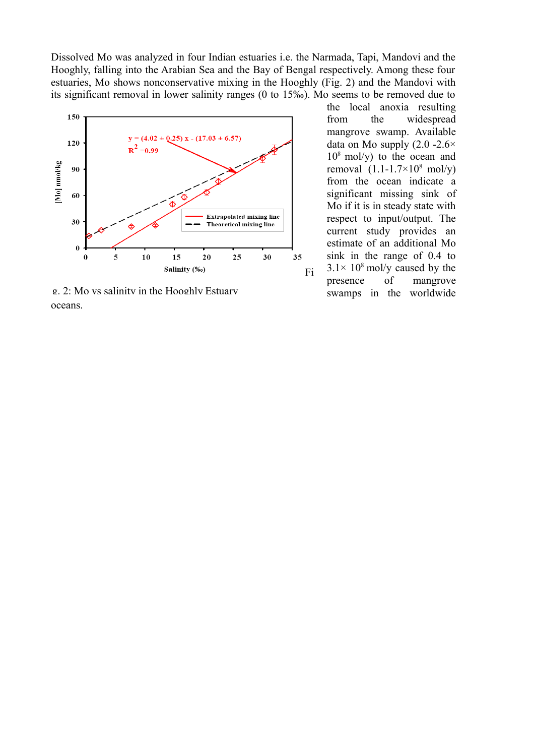Dissolved Mo was analyzed in four Indian estuaries i.e. the Narmada, Tapi, Mandovi and the Hooghly, falling into the Arabian Sea and the Bay of Bengal respectively. Among these four estuaries, Mo shows nonconservative mixing in the Hooghly (Fig. 2) and the Mandovi with its significant removal in lower salinity ranges (0 to 15‰). Mo seems to be removed due to the local anoxia resulting from the widespread mangrove swamp. Available data on Mo supply (2.0 -2.6× $10^8$ mol/y) to the ocean and removal (1.1-1.7×$10^8$ mol/y) from the ocean indicate a significant missing sink of Mo if it is in steady state with respect to input/output. The current study provides an estimate of an additional Mo sink in the range of 0.4 to 3.1× $10^8$ mol/y caused by the presence of mangrove swamps in the worldwide oceans.

y = (4.02 ± 0.25) x - (17.03 ± 6.57)

$R^2$ =0.99

[Mo] nmol/kg

Salinity (‰)

Extrapolated mixing line

Theoretical mixing line

0, 30, 60, 90, 120, 150

0, 5, 10, 15, 20, 25, 30, 35

Fig. 2: Mo vs salinity in the Hooghly Estuary